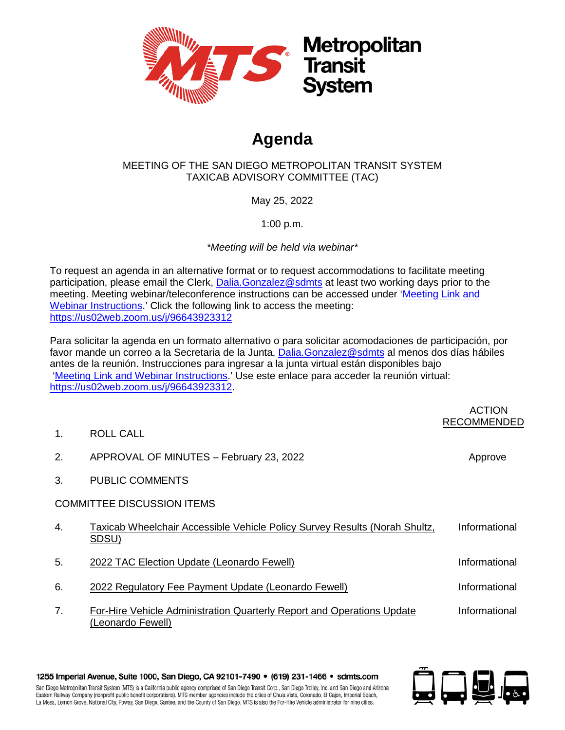# Agenda

MEETING OF THE SAN DIEGO METROPOLITAN TRANSIT SYSTEM
TAXICAB ADVISORY COMMITTEE (TAC)

May 25, 2022

1:00 p.m.

*\*Meeting will be held via webinar\**

To request an agenda in an alternative format or to request accommodations to facilitate meeting participation, please email the Clerk, Dalia.Gonzalez@sdmts at least two working days prior to the meeting. Meeting webinar/teleconference instructions can be accessed under 'Meeting Link and Webinar Instructions.' Click the following link to access the meeting: https://us02web.zoom.us/j/96643923312

Para solicitar la agenda en un formato alternativo o para solicitar acomodaciones de participación, por favor mande un correo a la Secretaria de la Junta, Dalia.Gonzalez@sdmts al menos dos días hábiles antes de la reunión. Instrucciones para ingresar a la junta virtual están disponibles bajo 'Meeting Link and Webinar Instructions.' Use este enlace para acceder la reunión virtual: https://us02web.zoom.us/j/96643923312.

| | | ACTION RECOMMENDED |
|---|---|---|
| 1. | ROLL CALL | |
| 2. | APPROVAL OF MINUTES – February 23, 2022 | Approve |
| 3. | PUBLIC COMMENTS | |
| | **COMMITTEE DISCUSSION ITEMS** | |
| 4. | Taxicab Wheelchair Accessible Vehicle Policy Survey Results (Norah Shultz, SDSU) | Informational |
| 5. | 2022 TAC Election Update (Leonardo Fewell) | Informational |
| 6. | 2022 Regulatory Fee Payment Update (Leonardo Fewell) | Informational |
| 7. | For-Hire Vehicle Administration Quarterly Report and Operations Update (Leonardo Fewell) | Informational |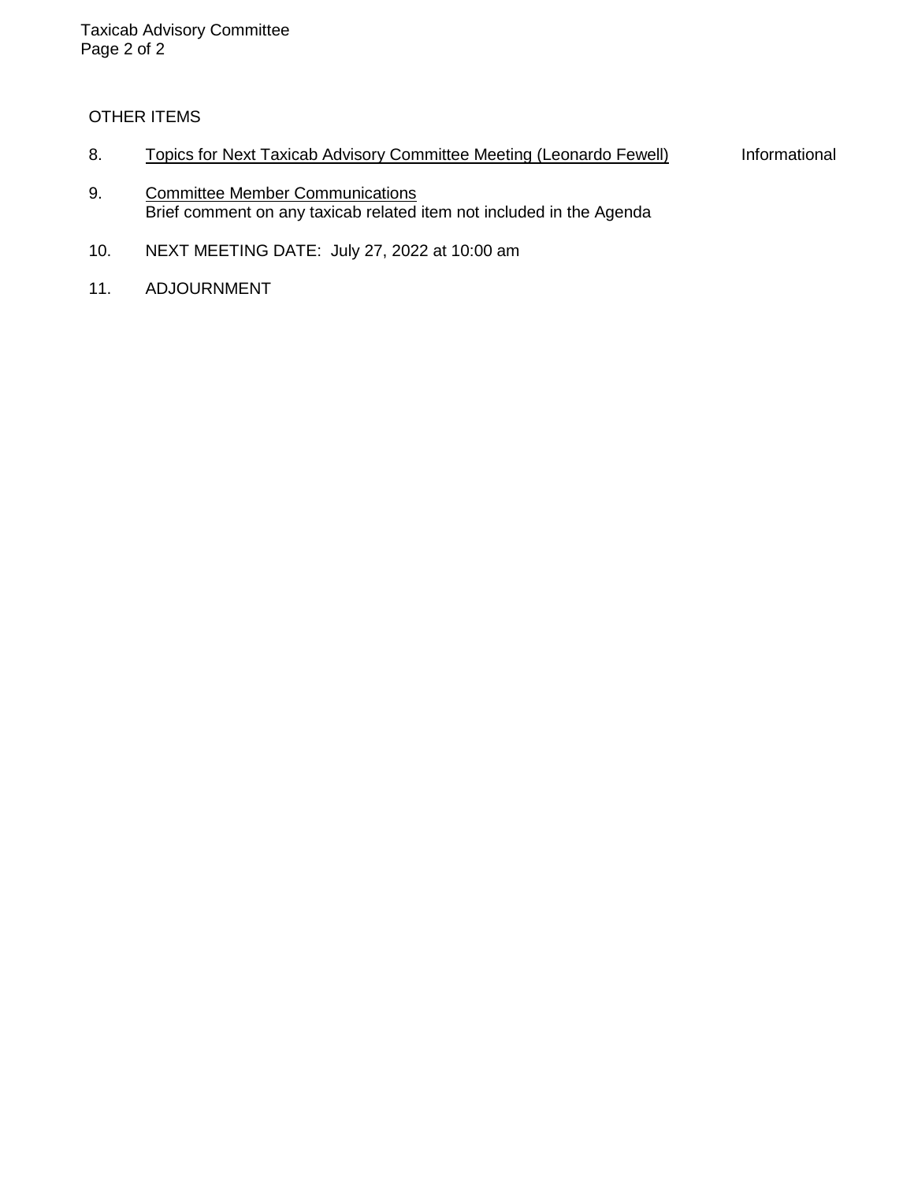OTHER ITEMS

8. <u>Topics for Next Taxicab Advisory Committee Meeting (Leonardo Fewell)</u> Informational

9. <u>Committee Member Communications</u>
   Brief comment on any taxicab related item not included in the Agenda

10. NEXT MEETING DATE: July 27, 2022 at 10:00 am

11. ADJOURNMENT